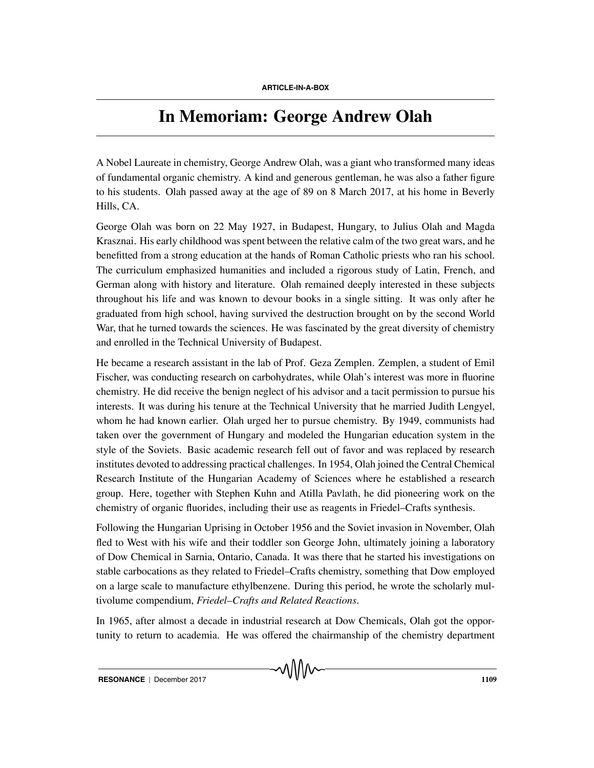ARTICLE-IN-A-BOX

# In Memoriam: George Andrew Olah

A Nobel Laureate in chemistry, George Andrew Olah, was a giant who transformed many ideas of fundamental organic chemistry. A kind and generous gentleman, he was also a father figure to his students. Olah passed away at the age of 89 on 8 March 2017, at his home in Beverly Hills, CA.

George Olah was born on 22 May 1927, in Budapest, Hungary, to Julius Olah and Magda Krasznai. His early childhood was spent between the relative calm of the two great wars, and he benefitted from a strong education at the hands of Roman Catholic priests who ran his school. The curriculum emphasized humanities and included a rigorous study of Latin, French, and German along with history and literature. Olah remained deeply interested in these subjects throughout his life and was known to devour books in a single sitting. It was only after he graduated from high school, having survived the destruction brought on by the second World War, that he turned towards the sciences. He was fascinated by the great diversity of chemistry and enrolled in the Technical University of Budapest.

He became a research assistant in the lab of Prof. Geza Zemplen. Zemplen, a student of Emil Fischer, was conducting research on carbohydrates, while Olah's interest was more in fluorine chemistry. He did receive the benign neglect of his advisor and a tacit permission to pursue his interests. It was during his tenure at the Technical University that he married Judith Lengyel, whom he had known earlier. Olah urged her to pursue chemistry. By 1949, communists had taken over the government of Hungary and modeled the Hungarian education system in the style of the Soviets. Basic academic research fell out of favor and was replaced by research institutes devoted to addressing practical challenges. In 1954, Olah joined the Central Chemical Research Institute of the Hungarian Academy of Sciences where he established a research group. Here, together with Stephen Kuhn and Atilla Pavlath, he did pioneering work on the chemistry of organic fluorides, including their use as reagents in Friedel–Crafts synthesis.

Following the Hungarian Uprising in October 1956 and the Soviet invasion in November, Olah fled to West with his wife and their toddler son George John, ultimately joining a laboratory of Dow Chemical in Sarnia, Ontario, Canada. It was there that he started his investigations on stable carbocations as they related to Friedel–Crafts chemistry, something that Dow employed on a large scale to manufacture ethylbenzene. During this period, he wrote the scholarly multivolume compendium, *Friedel–Crafts and Related Reactions*.

In 1965, after almost a decade in industrial research at Dow Chemicals, Olah got the opportunity to return to academia. He was offered the chairmanship of the chemistry department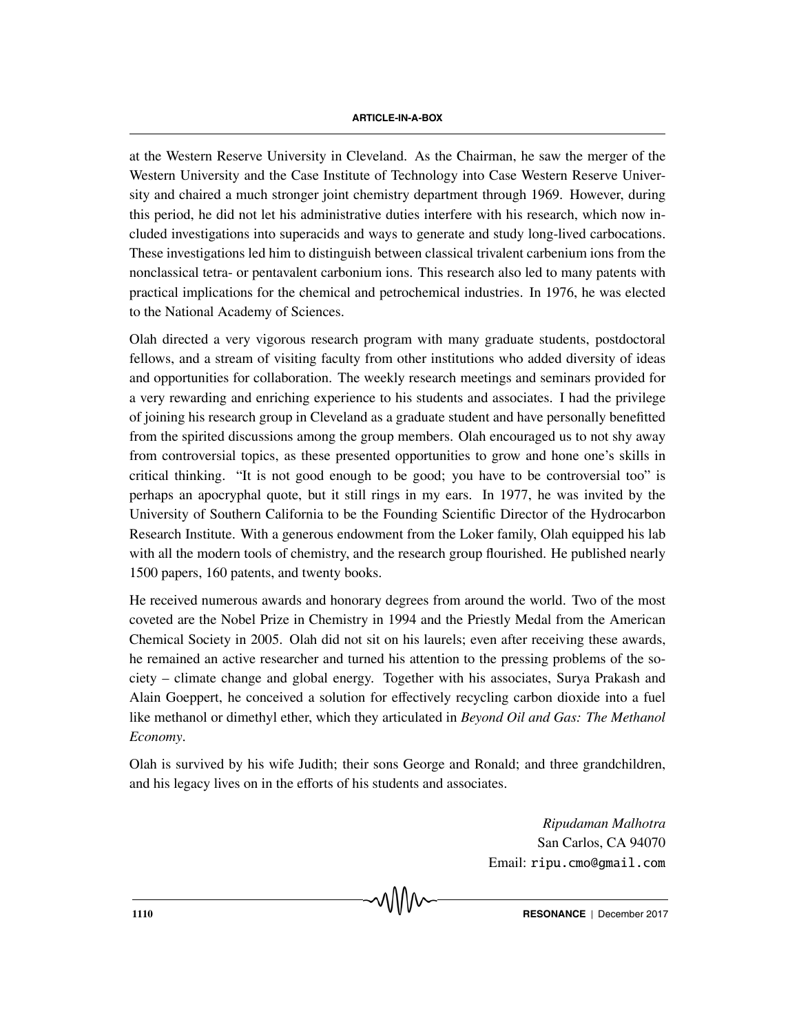at the Western Reserve University in Cleveland. As the Chairman, he saw the merger of the Western University and the Case Institute of Technology into Case Western Reserve University and chaired a much stronger joint chemistry department through 1969. However, during this period, he did not let his administrative duties interfere with his research, which now included investigations into superacids and ways to generate and study long-lived carbocations. These investigations led him to distinguish between classical trivalent carbenium ions from the nonclassical tetra- or pentavalent carbonium ions. This research also led to many patents with practical implications for the chemical and petrochemical industries. In 1976, he was elected to the National Academy of Sciences.

Olah directed a very vigorous research program with many graduate students, postdoctoral fellows, and a stream of visiting faculty from other institutions who added diversity of ideas and opportunities for collaboration. The weekly research meetings and seminars provided for a very rewarding and enriching experience to his students and associates. I had the privilege of joining his research group in Cleveland as a graduate student and have personally benefitted from the spirited discussions among the group members. Olah encouraged us to not shy away from controversial topics, as these presented opportunities to grow and hone one's skills in critical thinking. "It is not good enough to be good; you have to be controversial too" is perhaps an apocryphal quote, but it still rings in my ears. In 1977, he was invited by the University of Southern California to be the Founding Scientific Director of the Hydrocarbon Research Institute. With a generous endowment from the Loker family, Olah equipped his lab with all the modern tools of chemistry, and the research group flourished. He published nearly 1500 papers, 160 patents, and twenty books.

He received numerous awards and honorary degrees from around the world. Two of the most coveted are the Nobel Prize in Chemistry in 1994 and the Priestly Medal from the American Chemical Society in 2005. Olah did not sit on his laurels; even after receiving these awards, he remained an active researcher and turned his attention to the pressing problems of the society – climate change and global energy. Together with his associates, Surya Prakash and Alain Goeppert, he conceived a solution for effectively recycling carbon dioxide into a fuel like methanol or dimethyl ether, which they articulated in *Beyond Oil and Gas: The Methanol Economy*.

Olah is survived by his wife Judith; their sons George and Ronald; and three grandchildren, and his legacy lives on in the efforts of his students and associates.

*Ripudaman Malhotra*
San Carlos, CA 94070
Email: ripu.cmo@gmail.com